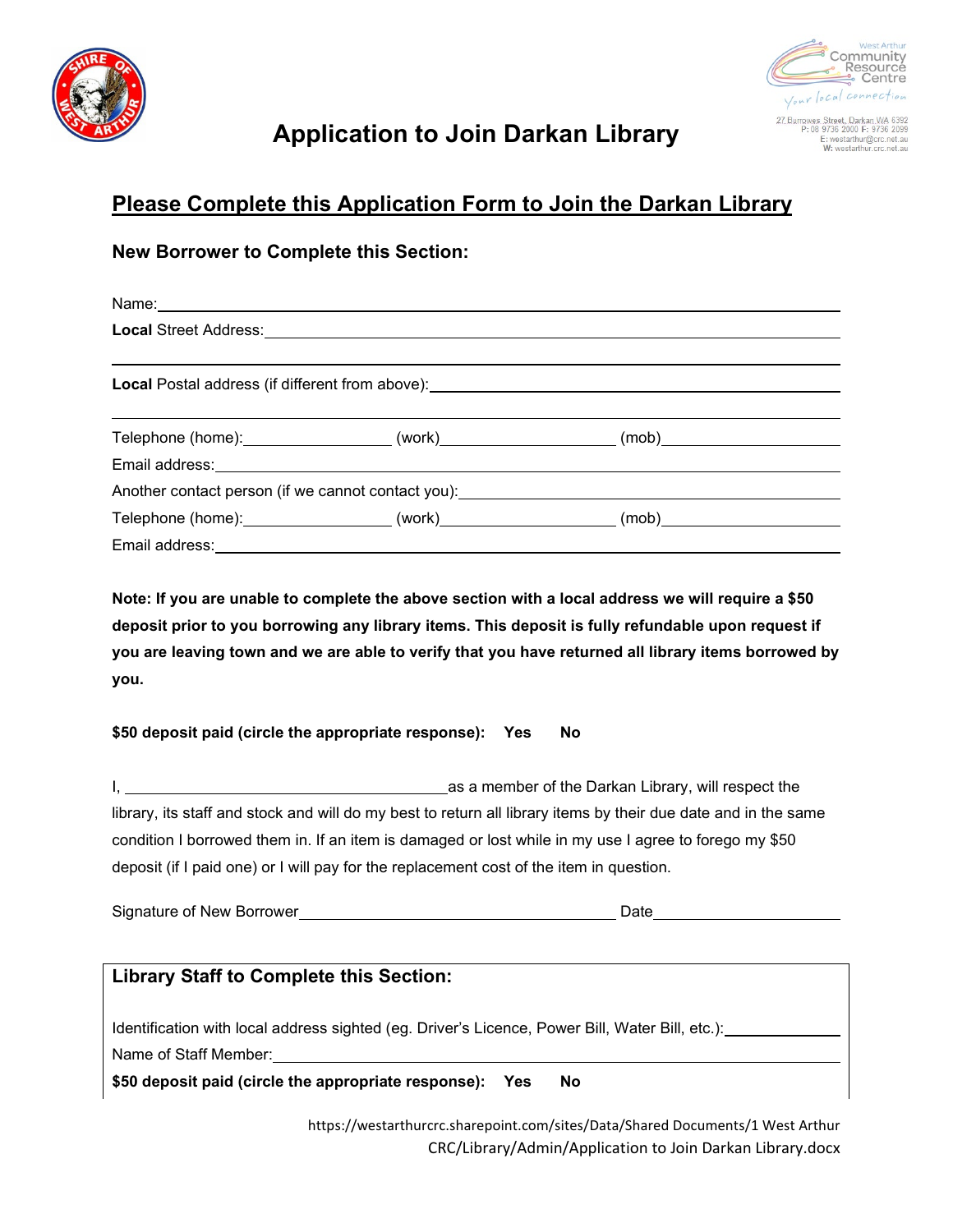West Arthur Community Resource Centre
*Your local connection*
27 Burrowes Street, Darkan WA 6392
P: 08 9736 2000 F: 9736 2099
E: westarthur@crc.net.au
W: westarthur.crc.net.au

# Application to Join Darkan Library

## Please Complete this Application Form to Join the Darkan Library

### New Borrower to Complete this Section:

Name: ______________________________

**Local** Street Address: ______________________________

______________________________

**Local** Postal address (if different from above): ______________________________

______________________________

Telephone (home): ______________ (work) ______________ (mob) ______________

Email address: ______________________________

Another contact person (if we cannot contact you): ______________________________

Telephone (home): ______________ (work) ______________ (mob) ______________

Email address: ______________________________

**Note: If you are unable to complete the above section with a local address we will require a $50 deposit prior to you borrowing any library items. This deposit is fully refundable upon request if you are leaving town and we are able to verify that you have returned all library items borrowed by you.**

**$50 deposit paid (circle the appropriate response): Yes No**

I, ______________________________ as a member of the Darkan Library, will respect the library, its staff and stock and will do my best to return all library items by their due date and in the same condition I borrowed them in. If an item is damaged or lost while in my use I agree to forego my $50 deposit (if I paid one) or I will pay for the replacement cost of the item in question.

Signature of New Borrower ______________________________ Date ______________

### Library Staff to Complete this Section:

Identification with local address sighted (eg. Driver's Licence, Power Bill, Water Bill, etc.): ______________

Name of Staff Member: ______________________________

**$50 deposit paid (circle the appropriate response): Yes No**

https://westarthurcrc.sharepoint.com/sites/Data/Shared Documents/1 West Arthur CRC/Library/Admin/Application to Join Darkan Library.docx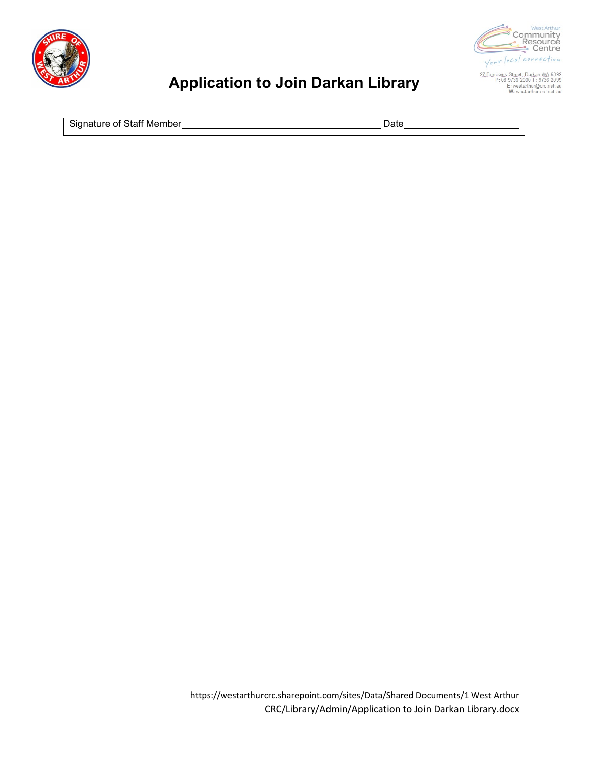# Application to Join Darkan Library

West Arthur Community Resource Centre
*Your local connection*

27 Burrowes Street, Darkan WA 6392
**P:** 08 9736 2000 **F:** 9736 2099
**E:** westarthur@crc.net.au
**W:** westarthur.crc.net.au

Signature of Staff Member\_\_\_\_\_\_\_\_\_\_\_\_\_\_\_\_\_\_\_\_\_\_\_\_\_\_\_\_\_\_\_\_\_\_\_\_ Date\_\_\_\_\_\_\_\_\_\_\_\_\_\_\_\_\_\_\_\_\_\_

https://westarthurcrc.sharepoint.com/sites/Data/Shared Documents/1 West Arthur CRC/Library/Admin/Application to Join Darkan Library.docx